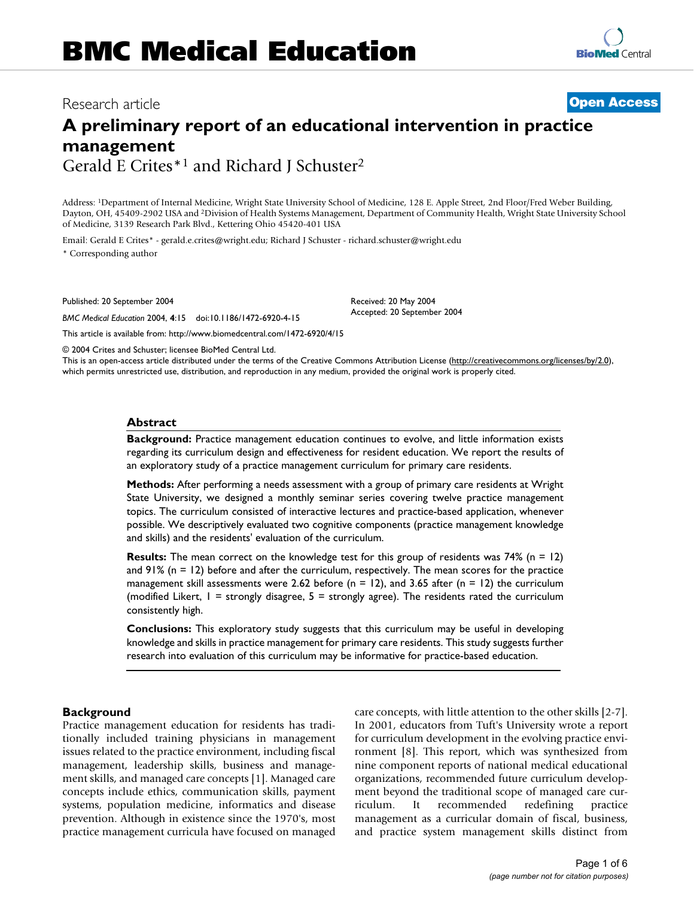Research article **Open Access**

# A preliminary report of an educational intervention in practice management

Gerald E Crites*[1] and Richard J Schuster[2]

Address: [1]Department of Internal Medicine, Wright State University School of Medicine, 128 E. Apple Street, 2nd Floor/Fred Weber Building, Dayton, OH, 45409-2902 USA and [2]Division of Health Systems Management, Department of Community Health, Wright State University School of Medicine, 3139 Research Park Blvd., Kettering Ohio 45420-401 USA

Email: Gerald E Crites* - gerald.e.crites@wright.edu; Richard J Schuster - richard.schuster@wright.edu

* Corresponding author

Published: 20 September 2004

*BMC Medical Education* 2004, **4**:15 doi:10.1186/1472-6920-4-15

Received: 20 May 2004
Accepted: 20 September 2004

This article is available from: http://www.biomedcentral.com/1472-6920/4/15

© 2004 Crites and Schuster; licensee BioMed Central Ltd.
This is an open-access article distributed under the terms of the Creative Commons Attribution License (http://creativecommons.org/licenses/by/2.0), which permits unrestricted use, distribution, and reproduction in any medium, provided the original work is properly cited.

## Abstract

**Background:** Practice management education continues to evolve, and little information exists regarding its curriculum design and effectiveness for resident education. We report the results of an exploratory study of a practice management curriculum for primary care residents.

**Methods:** After performing a needs assessment with a group of primary care residents at Wright State University, we designed a monthly seminar series covering twelve practice management topics. The curriculum consisted of interactive lectures and practice-based application, whenever possible. We descriptively evaluated two cognitive components (practice management knowledge and skills) and the residents' evaluation of the curriculum.

**Results:** The mean correct on the knowledge test for this group of residents was 74% (n = 12) and 91% (n = 12) before and after the curriculum, respectively. The mean scores for the practice management skill assessments were 2.62 before (n = 12), and 3.65 after (n = 12) the curriculum (modified Likert, 1 = strongly disagree, 5 = strongly agree). The residents rated the curriculum consistently high.

**Conclusions:** This exploratory study suggests that this curriculum may be useful in developing knowledge and skills in practice management for primary care residents. This study suggests further research into evaluation of this curriculum may be informative for practice-based education.

## Background

Practice management education for residents has traditionally included training physicians in management issues related to the practice environment, including fiscal management, leadership skills, business and management skills, and managed care concepts [1]. Managed care concepts include ethics, communication skills, payment systems, population medicine, informatics and disease prevention. Although in existence since the 1970's, most practice management curricula have focused on managed care concepts, with little attention to the other skills [2-7]. In 2001, educators from Tuft's University wrote a report for curriculum development in the evolving practice environment [8]. This report, which was synthesized from nine component reports of national medical educational organizations, recommended future curriculum development beyond the traditional scope of managed care curriculum. It recommended redefining practice management as a curricular domain of fiscal, business, and practice system management skills distinct from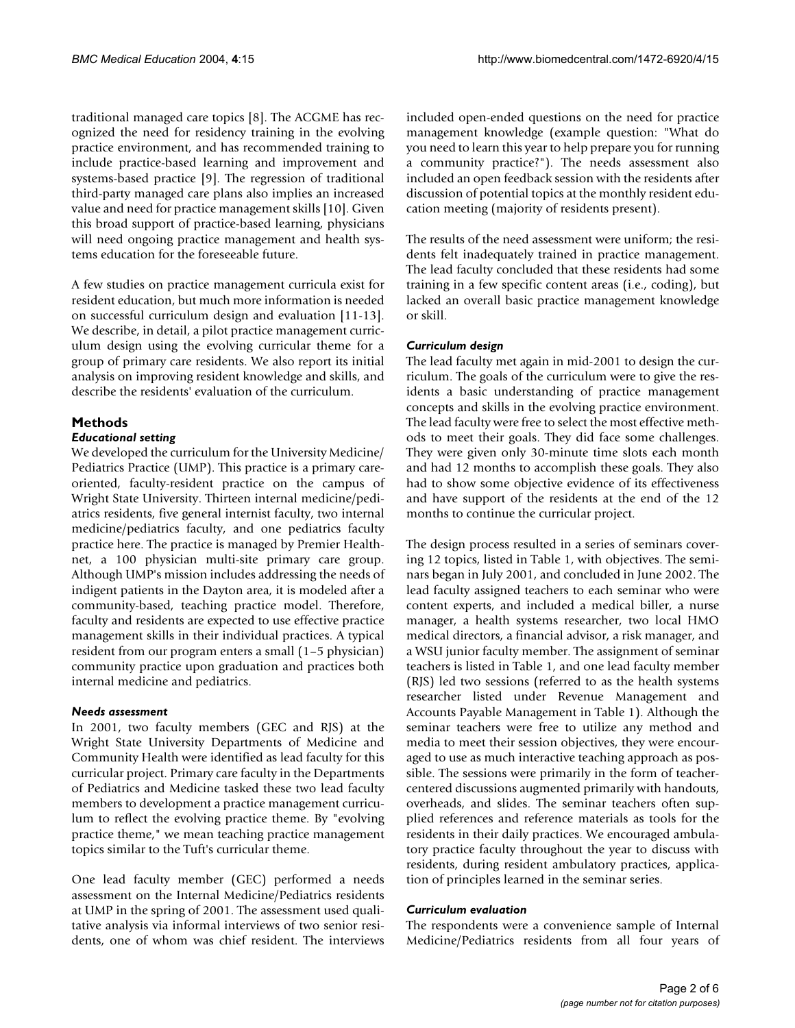traditional managed care topics [8]. The ACGME has recognized the need for residency training in the evolving practice environment, and has recommended training to include practice-based learning and improvement and systems-based practice [9]. The regression of traditional third-party managed care plans also implies an increased value and need for practice management skills [10]. Given this broad support of practice-based learning, physicians will need ongoing practice management and health systems education for the foreseeable future.

A few studies on practice management curricula exist for resident education, but much more information is needed on successful curriculum design and evaluation [11-13]. We describe, in detail, a pilot practice management curriculum design using the evolving curricular theme for a group of primary care residents. We also report its initial analysis on improving resident knowledge and skills, and describe the residents' evaluation of the curriculum.

## Methods

### *Educational setting*

We developed the curriculum for the University Medicine/Pediatrics Practice (UMP). This practice is a primary care-oriented, faculty-resident practice on the campus of Wright State University. Thirteen internal medicine/pediatrics residents, five general internist faculty, two internal medicine/pediatrics faculty, and one pediatrics faculty practice here. The practice is managed by Premier Healthnet, a 100 physician multi-site primary care group. Although UMP's mission includes addressing the needs of indigent patients in the Dayton area, it is modeled after a community-based, teaching practice model. Therefore, faculty and residents are expected to use effective practice management skills in their individual practices. A typical resident from our program enters a small (1–5 physician) community practice upon graduation and practices both internal medicine and pediatrics.

### *Needs assessment*

In 2001, two faculty members (GEC and RJS) at the Wright State University Departments of Medicine and Community Health were identified as lead faculty for this curricular project. Primary care faculty in the Departments of Pediatrics and Medicine tasked these two lead faculty members to development a practice management curriculum to reflect the evolving practice theme. By "evolving practice theme," we mean teaching practice management topics similar to the Tuft's curricular theme.

One lead faculty member (GEC) performed a needs assessment on the Internal Medicine/Pediatrics residents at UMP in the spring of 2001. The assessment used qualitative analysis via informal interviews of two senior residents, one of whom was chief resident. The interviews included open-ended questions on the need for practice management knowledge (example question: "What do you need to learn this year to help prepare you for running a community practice?"). The needs assessment also included an open feedback session with the residents after discussion of potential topics at the monthly resident education meeting (majority of residents present).

The results of the need assessment were uniform; the residents felt inadequately trained in practice management. The lead faculty concluded that these residents had some training in a few specific content areas (i.e., coding), but lacked an overall basic practice management knowledge or skill.

### *Curriculum design*

The lead faculty met again in mid-2001 to design the curriculum. The goals of the curriculum were to give the residents a basic understanding of practice management concepts and skills in the evolving practice environment. The lead faculty were free to select the most effective methods to meet their goals. They did face some challenges. They were given only 30-minute time slots each month and had 12 months to accomplish these goals. They also had to show some objective evidence of its effectiveness and have support of the residents at the end of the 12 months to continue the curricular project.

The design process resulted in a series of seminars covering 12 topics, listed in Table 1, with objectives. The seminars began in July 2001, and concluded in June 2002. The lead faculty assigned teachers to each seminar who were content experts, and included a medical biller, a nurse manager, a health systems researcher, two local HMO medical directors, a financial advisor, a risk manager, and a WSU junior faculty member. The assignment of seminar teachers is listed in Table 1, and one lead faculty member (RJS) led two sessions (referred to as the health systems researcher listed under Revenue Management and Accounts Payable Management in Table 1). Although the seminar teachers were free to utilize any method and media to meet their session objectives, they were encouraged to use as much interactive teaching approach as possible. The sessions were primarily in the form of teacher-centered discussions augmented primarily with handouts, overheads, and slides. The seminar teachers often supplied references and reference materials as tools for the residents in their daily practices. We encouraged ambulatory practice faculty throughout the year to discuss with residents, during resident ambulatory practices, application of principles learned in the seminar series.

### *Curriculum evaluation*

The respondents were a convenience sample of Internal Medicine/Pediatrics residents from all four years of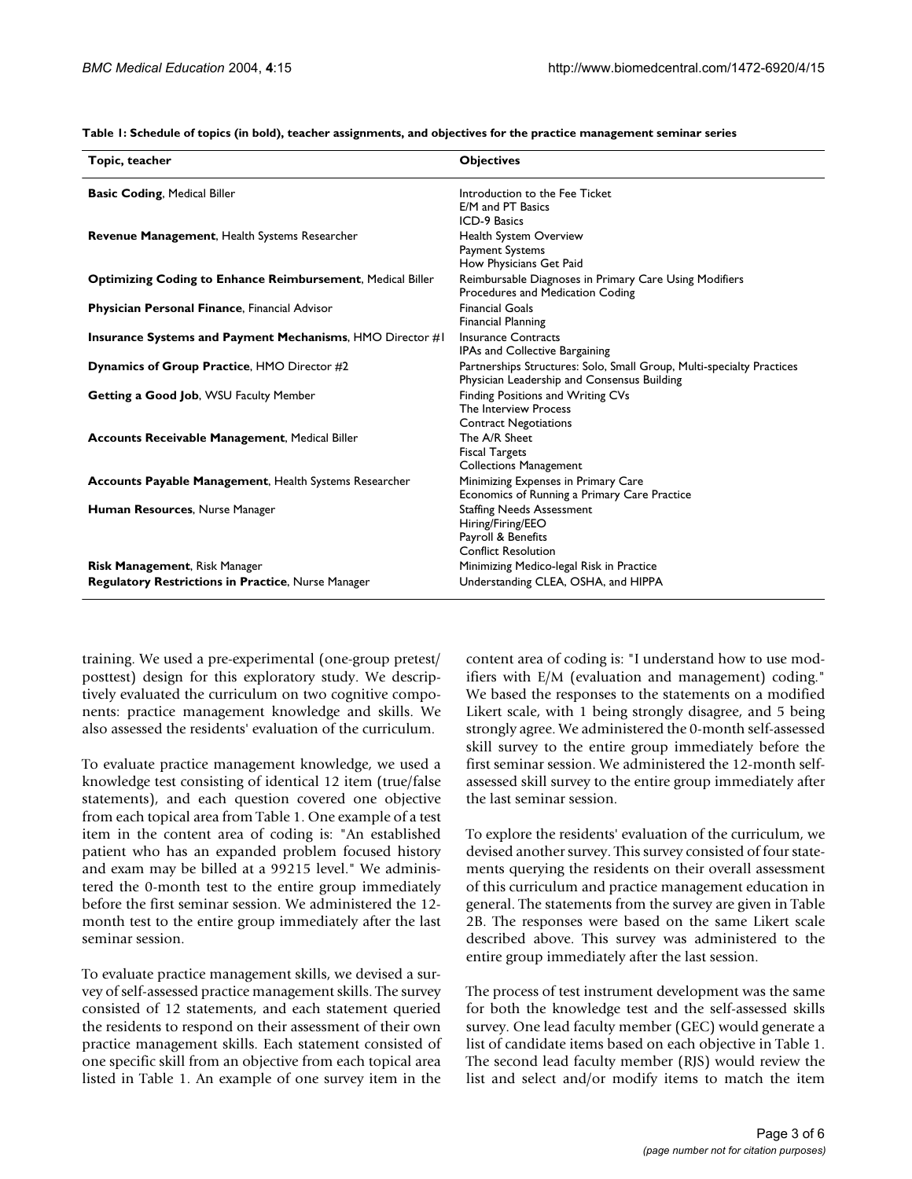**Table 1: Schedule of topics (in bold), teacher assignments, and objectives for the practice management seminar series**

| Topic, teacher | Objectives |
| --- | --- |
| **Basic Coding**, Medical Biller | Introduction to the Fee Ticket<br>E/M and PT Basics<br>ICD-9 Basics |
| **Revenue Management**, Health Systems Researcher | Health System Overview<br>Payment Systems<br>How Physicians Get Paid |
| **Optimizing Coding to Enhance Reimbursement**, Medical Biller | Reimbursable Diagnoses in Primary Care Using Modifiers<br>Procedures and Medication Coding |
| **Physician Personal Finance**, Financial Advisor | Financial Goals<br>Financial Planning |
| **Insurance Systems and Payment Mechanisms**, HMO Director #1 | Insurance Contracts<br>IPAs and Collective Bargaining |
| **Dynamics of Group Practice**, HMO Director #2 | Partnerships Structures: Solo, Small Group, Multi-specialty Practices<br>Physician Leadership and Consensus Building |
| **Getting a Good Job**, WSU Faculty Member | Finding Positions and Writing CVs<br>The Interview Process<br>Contract Negotiations |
| **Accounts Receivable Management**, Medical Biller | The A/R Sheet<br>Fiscal Targets<br>Collections Management |
| **Accounts Payable Management**, Health Systems Researcher | Minimizing Expenses in Primary Care<br>Economics of Running a Primary Care Practice |
| **Human Resources**, Nurse Manager | Staffing Needs Assessment<br>Hiring/Firing/EEO<br>Payroll & Benefits<br>Conflict Resolution |
| **Risk Management**, Risk Manager | Minimizing Medico-legal Risk in Practice |
| **Regulatory Restrictions in Practice**, Nurse Manager | Understanding CLEA, OSHA, and HIPPA |

training. We used a pre-experimental (one-group pretest/posttest) design for this exploratory study. We descriptively evaluated the curriculum on two cognitive components: practice management knowledge and skills. We also assessed the residents' evaluation of the curriculum.

To evaluate practice management knowledge, we used a knowledge test consisting of identical 12 item (true/false statements), and each question covered one objective from each topical area from Table 1. One example of a test item in the content area of coding is: "An established patient who has an expanded problem focused history and exam may be billed at a 99215 level." We administered the 0-month test to the entire group immediately before the first seminar session. We administered the 12-month test to the entire group immediately after the last seminar session.

To evaluate practice management skills, we devised a survey of self-assessed practice management skills. The survey consisted of 12 statements, and each statement queried the residents to respond on their assessment of their own practice management skills. Each statement consisted of one specific skill from an objective from each topical area listed in Table 1. An example of one survey item in the content area of coding is: "I understand how to use modifiers with E/M (evaluation and management) coding." We based the responses to the statements on a modified Likert scale, with 1 being strongly disagree, and 5 being strongly agree. We administered the 0-month self-assessed skill survey to the entire group immediately before the first seminar session. We administered the 12-month self-assessed skill survey to the entire group immediately after the last seminar session.

To explore the residents' evaluation of the curriculum, we devised another survey. This survey consisted of four statements querying the residents on their overall assessment of this curriculum and practice management education in general. The statements from the survey are given in Table 2B. The responses were based on the same Likert scale described above. This survey was administered to the entire group immediately after the last session.

The process of test instrument development was the same for both the knowledge test and the self-assessed skills survey. One lead faculty member (GEC) would generate a list of candidate items based on each objective in Table 1. The second lead faculty member (RJS) would review the list and select and/or modify items to match the item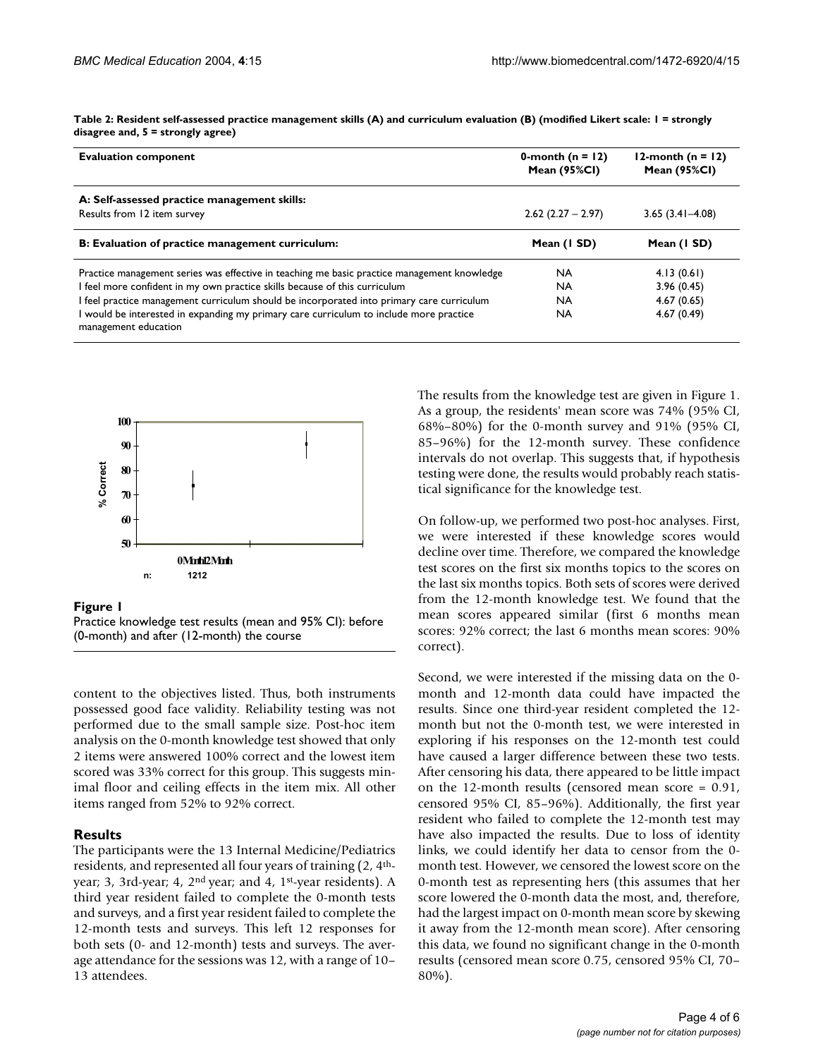**Table 2: Resident self-assessed practice management skills (A) and curriculum evaluation (B) (modified Likert scale: 1 = strongly disagree and, 5 = strongly agree)**

| Evaluation component | 0-month (n = 12) Mean (95%CI) | 12-month (n = 12) Mean (95%CI) |
|---|---|---|
| **A: Self-assessed practice management skills:** | | |
| Results from 12 item survey | 2.62 (2.27 – 2.97) | 3.65 (3.41–4.08) |
| **B: Evaluation of practice management curriculum:** | **Mean (1 SD)** | **Mean (1 SD)** |
| Practice management series was effective in teaching me basic practice management knowledge | NA | 4.13 (0.61) |
| I feel more confident in my own practice skills because of this curriculum | NA | 3.96 (0.45) |
| I feel practice management curriculum should be incorporated into primary care curriculum | NA | 4.67 (0.65) |
| I would be interested in expanding my primary care curriculum to include more practice management education | NA | 4.67 (0.49) |

**Figure 1**
Practice knowledge test results (mean and 95% CI): before (0-month) and after (12-month) the course

content to the objectives listed. Thus, both instruments possessed good face validity. Reliability testing was not performed due to the small sample size. Post-hoc item analysis on the 0-month knowledge test showed that only 2 items were answered 100% correct and the lowest item scored was 33% correct for this group. This suggests minimal floor and ceiling effects in the item mix. All other items ranged from 52% to 92% correct.

## Results

The participants were the 13 Internal Medicine/Pediatrics residents, and represented all four years of training (2, 4th-year; 3, 3rd-year; 4, 2nd year; and 4, 1st-year residents). A third year resident failed to complete the 0-month tests and surveys, and a first year resident failed to complete the 12-month tests and surveys. This left 12 responses for both sets (0- and 12-month) tests and surveys. The average attendance for the sessions was 12, with a range of 10–13 attendees.

The results from the knowledge test are given in Figure 1. As a group, the residents' mean score was 74% (95% CI, 68%–80%) for the 0-month survey and 91% (95% CI, 85–96%) for the 12-month survey. These confidence intervals do not overlap. This suggests that, if hypothesis testing were done, the results would probably reach statistical significance for the knowledge test.

On follow-up, we performed two post-hoc analyses. First, we were interested if these knowledge scores would decline over time. Therefore, we compared the knowledge test scores on the first six months topics to the scores on the last six months topics. Both sets of scores were derived from the 12-month knowledge test. We found that the mean scores appeared similar (first 6 months mean scores: 92% correct; the last 6 months mean scores: 90% correct).

Second, we were interested if the missing data on the 0-month and 12-month data could have impacted the results. Since one third-year resident completed the 12-month but not the 0-month test, we were interested in exploring if his responses on the 12-month test could have caused a larger difference between these two tests. After censoring his data, there appeared to be little impact on the 12-month results (censored mean score = 0.91, censored 95% CI, 85–96%). Additionally, the first year resident who failed to complete the 12-month test may have also impacted the results. Due to loss of identity links, we could identify her data to censor from the 0-month test. However, we censored the lowest score on the 0-month test as representing hers (this assumes that her score lowered the 0-month data the most, and, therefore, had the largest impact on 0-month mean score by skewing it away from the 12-month mean score). After censoring this data, we found no significant change in the 0-month results (censored mean score 0.75, censored 95% CI, 70–80%).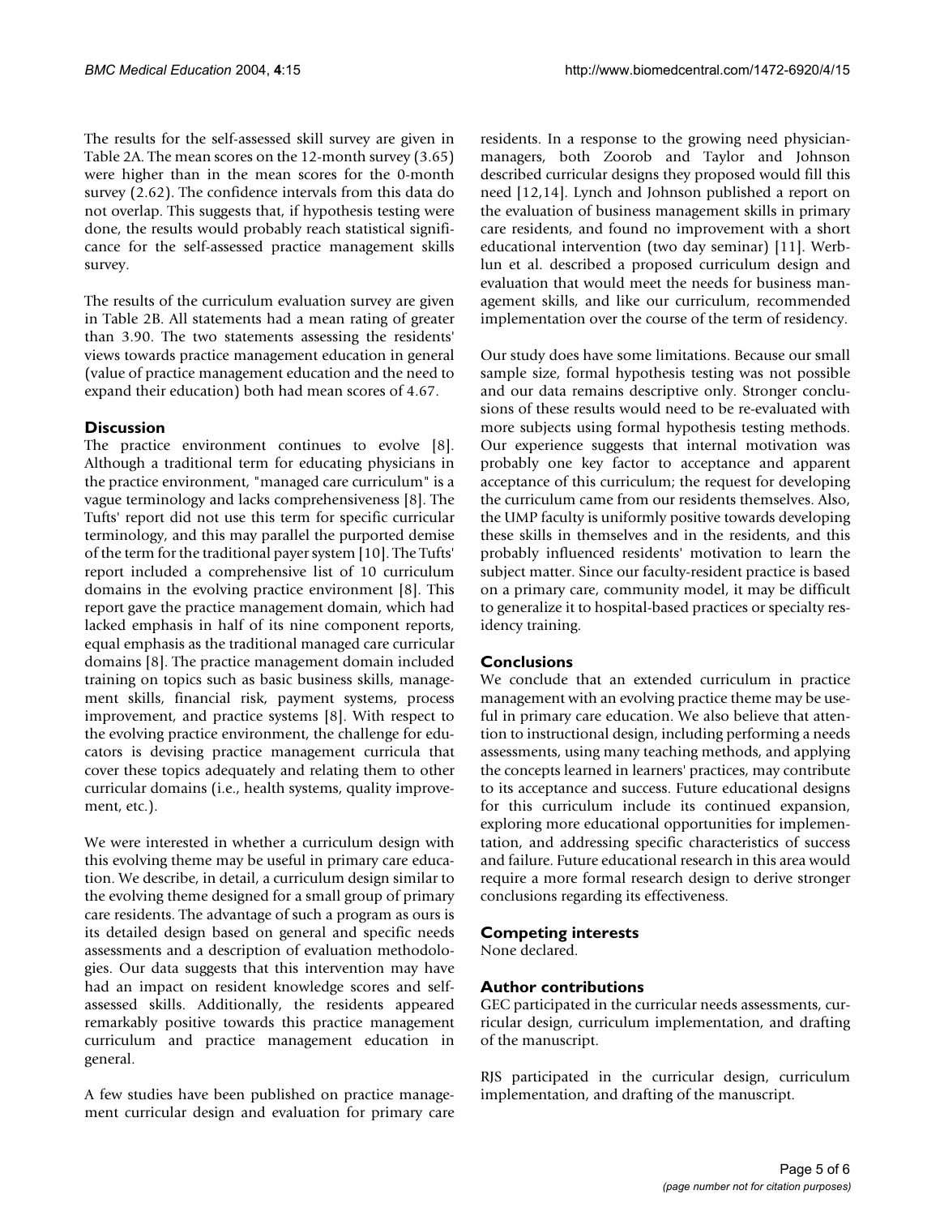The results for the self-assessed skill survey are given in Table 2A. The mean scores on the 12-month survey (3.65) were higher than in the mean scores for the 0-month survey (2.62). The confidence intervals from this data do not overlap. This suggests that, if hypothesis testing were done, the results would probably reach statistical significance for the self-assessed practice management skills survey.

The results of the curriculum evaluation survey are given in Table 2B. All statements had a mean rating of greater than 3.90. The two statements assessing the residents' views towards practice management education in general (value of practice management education and the need to expand their education) both had mean scores of 4.67.

## Discussion

The practice environment continues to evolve [8]. Although a traditional term for educating physicians in the practice environment, "managed care curriculum" is a vague terminology and lacks comprehensiveness [8]. The Tufts' report did not use this term for specific curricular terminology, and this may parallel the purported demise of the term for the traditional payer system [10]. The Tufts' report included a comprehensive list of 10 curriculum domains in the evolving practice environment [8]. This report gave the practice management domain, which had lacked emphasis in half of its nine component reports, equal emphasis as the traditional managed care curricular domains [8]. The practice management domain included training on topics such as basic business skills, management skills, financial risk, payment systems, process improvement, and practice systems [8]. With respect to the evolving practice environment, the challenge for educators is devising practice management curricula that cover these topics adequately and relating them to other curricular domains (i.e., health systems, quality improvement, etc.).

We were interested in whether a curriculum design with this evolving theme may be useful in primary care education. We describe, in detail, a curriculum design similar to the evolving theme designed for a small group of primary care residents. The advantage of such a program as ours is its detailed design based on general and specific needs assessments and a description of evaluation methodologies. Our data suggests that this intervention may have had an impact on resident knowledge scores and self-assessed skills. Additionally, the residents appeared remarkably positive towards this practice management curriculum and practice management education in general.

A few studies have been published on practice management curricular design and evaluation for primary care residents. In a response to the growing need physician-managers, both Zoorob and Taylor and Johnson described curricular designs they proposed would fill this need [12,14]. Lynch and Johnson published a report on the evaluation of business management skills in primary care residents, and found no improvement with a short educational intervention (two day seminar) [11]. Werblun et al. described a proposed curriculum design and evaluation that would meet the needs for business management skills, and like our curriculum, recommended implementation over the course of the term of residency.

Our study does have some limitations. Because our small sample size, formal hypothesis testing was not possible and our data remains descriptive only. Stronger conclusions of these results would need to be re-evaluated with more subjects using formal hypothesis testing methods. Our experience suggests that internal motivation was probably one key factor to acceptance and apparent acceptance of this curriculum; the request for developing the curriculum came from our residents themselves. Also, the UMP faculty is uniformly positive towards developing these skills in themselves and in the residents, and this probably influenced residents' motivation to learn the subject matter. Since our faculty-resident practice is based on a primary care, community model, it may be difficult to generalize it to hospital-based practices or specialty residency training.

## Conclusions

We conclude that an extended curriculum in practice management with an evolving practice theme may be useful in primary care education. We also believe that attention to instructional design, including performing a needs assessments, using many teaching methods, and applying the concepts learned in learners' practices, may contribute to its acceptance and success. Future educational designs for this curriculum include its continued expansion, exploring more educational opportunities for implementation, and addressing specific characteristics of success and failure. Future educational research in this area would require a more formal research design to derive stronger conclusions regarding its effectiveness.

## Competing interests

None declared.

## Author contributions

GEC participated in the curricular needs assessments, curricular design, curriculum implementation, and drafting of the manuscript.

RJS participated in the curricular design, curriculum implementation, and drafting of the manuscript.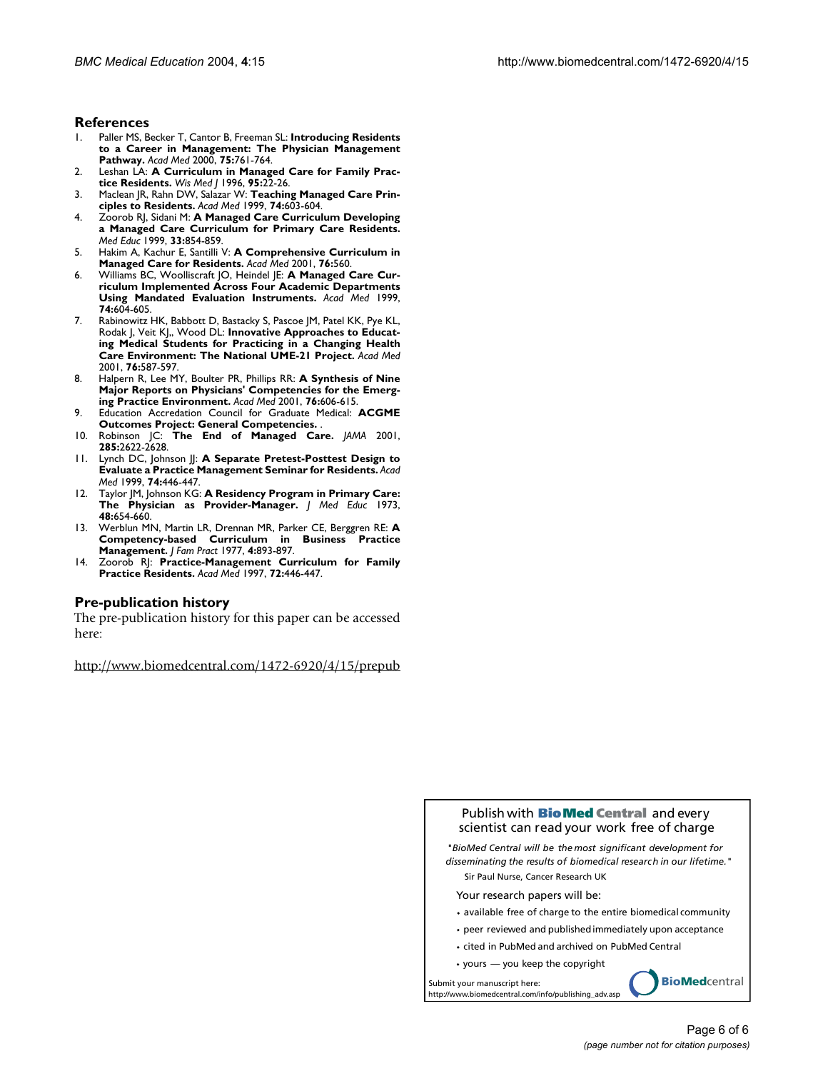## References

1. Paller MS, Becker T, Cantor B, Freeman SL: **Introducing Residents to a Career in Management: The Physician Management Pathway.** *Acad Med* 2000, **75:**761-764.
2. Leshan LA: **A Curriculum in Managed Care for Family Practice Residents.** *Wis Med J* 1996, **95:**22-26.
3. Maclean JR, Rahn DW, Salazar W: **Teaching Managed Care Principles to Residents.** *Acad Med* 1999, **74:**603-604.
4. Zoorob RJ, Sidani M: **A Managed Care Curriculum Developing a Managed Care Curriculum for Primary Care Residents.** *Med Educ* 1999, **33:**854-859.
5. Hakim A, Kachur E, Santilli V: **A Comprehensive Curriculum in Managed Care for Residents.** *Acad Med* 2001, **76:**560.
6. Williams BC, Woolliscraft JO, Heindel JE: **A Managed Care Curriculum Implemented Across Four Academic Departments Using Mandated Evaluation Instruments.** *Acad Med* 1999, **74:**604-605.
7. Rabinowitz HK, Babbott D, Bastacky S, Pascoe JM, Patel KK, Pye KL, Rodak J, Veit KJ,, Wood DL: **Innovative Approaches to Educating Medical Students for Practicing in a Changing Health Care Environment: The National UME-21 Project.** *Acad Med* 2001, **76:**587-597.
8. Halpern R, Lee MY, Boulter PR, Phillips RR: **A Synthesis of Nine Major Reports on Physicians' Competencies for the Emerging Practice Environment.** *Acad Med* 2001, **76:**606-615.
9. Education Accredation Council for Graduate Medical: **ACGME Outcomes Project: General Competencies.** .
10. Robinson JC: **The End of Managed Care.** *JAMA* 2001, **285:**2622-2628.
11. Lynch DC, Johnson JJ: **A Separate Pretest-Posttest Design to Evaluate a Practice Management Seminar for Residents.** *Acad Med* 1999, **74:**446-447.
12. Taylor JM, Johnson KG: **A Residency Program in Primary Care: The Physician as Provider-Manager.** *J Med Educ* 1973, **48:**654-660.
13. Werblun MN, Martin LR, Drennan MR, Parker CE, Berggren RE: **A Competency-based Curriculum in Business Practice Management.** *J Fam Pract* 1977, **4:**893-897.
14. Zoorob RJ: **Practice-Management Curriculum for Family Practice Residents.** *Acad Med* 1997, **72:**446-447.

## Pre-publication history

The pre-publication history for this paper can be accessed here:

http://www.biomedcentral.com/1472-6920/4/15/prepub

Publish with **BioMed Central** and every scientist can read your work free of charge

*"BioMed Central will be the most significant development for disseminating the results of biomedical research in our lifetime."*

Sir Paul Nurse, Cancer Research UK

Your research papers will be:

- available free of charge to the entire biomedical community
- peer reviewed and published immediately upon acceptance
- cited in PubMed and archived on PubMed Central
- yours — you keep the copyright

Submit your manuscript here:
http://www.biomedcentral.com/info/publishing_adv.asp

BioMedcentral